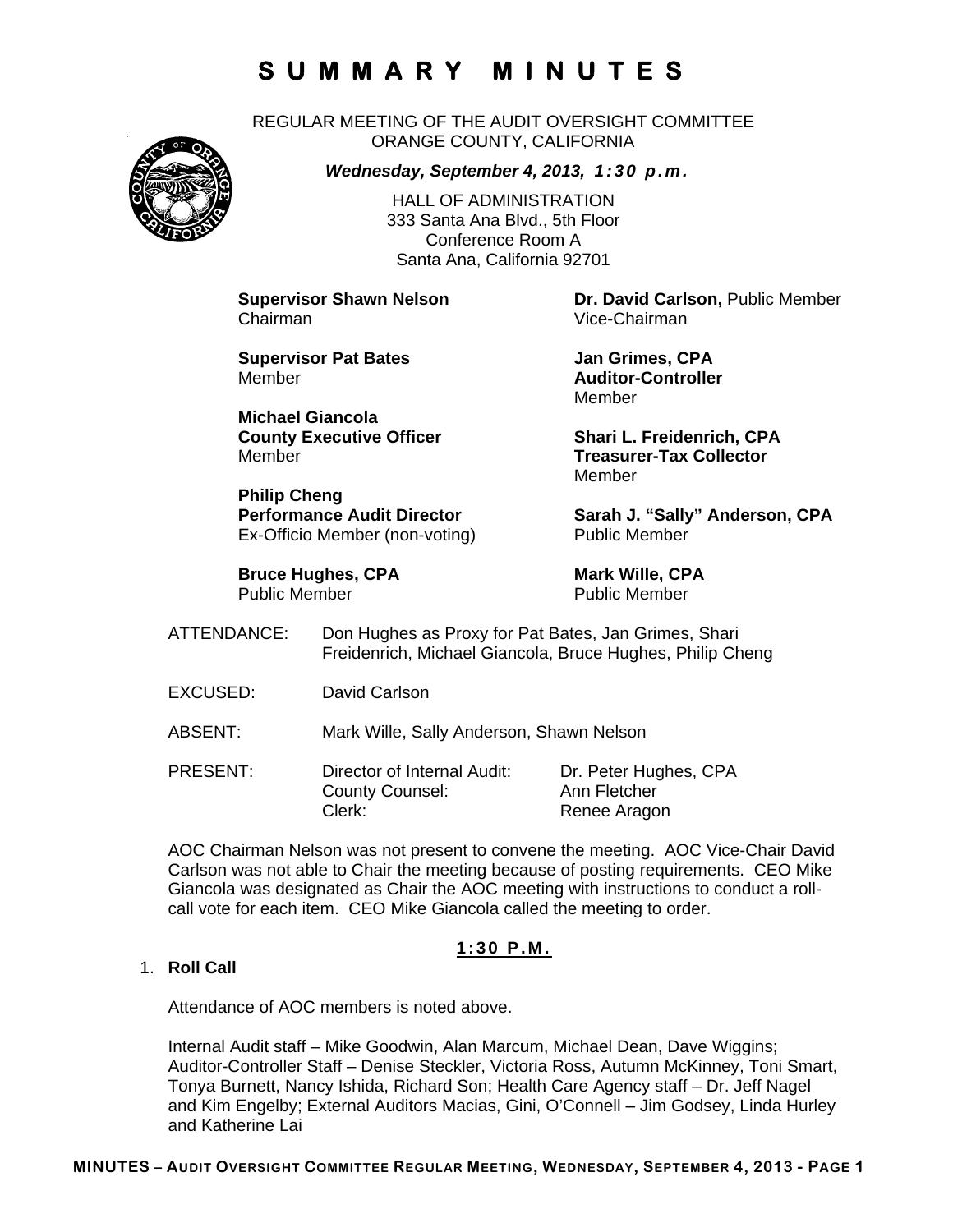# S U M M A R Y   M I N U T E S

REGULAR MEETING OF THE AUDIT OVERSIGHT COMMITTEE
ORANGE COUNTY, CALIFORNIA

***Wednesday, September 4, 2013, 1:30 p.m.***

HALL OF ADMINISTRATION
333 Santa Ana Blvd., 5th Floor
Conference Room A
Santa Ana, California 92701

**Supervisor Shawn Nelson**
Chairman

**Dr. David Carlson,** Public Member
Vice-Chairman

**Supervisor Pat Bates**
Member

**Jan Grimes, CPA**
**Auditor-Controller**
Member

**Michael Giancola**
**County Executive Officer**
Member

**Shari L. Freidenrich, CPA**
**Treasurer-Tax Collector**
Member

**Philip Cheng**
**Performance Audit Director**
Ex-Officio Member (non-voting)

**Sarah J. "Sally" Anderson, CPA**
Public Member

**Bruce Hughes, CPA**
Public Member

**Mark Wille, CPA**
Public Member

ATTENDANCE: Don Hughes as Proxy for Pat Bates, Jan Grimes, Shari Freidenrich, Michael Giancola, Bruce Hughes, Philip Cheng

EXCUSED: David Carlson

ABSENT: Mark Wille, Sally Anderson, Shawn Nelson

PRESENT:

| | |
|---|---|
| Director of Internal Audit: | Dr. Peter Hughes, CPA |
| County Counsel: | Ann Fletcher |
| Clerk: | Renee Aragon |

AOC Chairman Nelson was not present to convene the meeting. AOC Vice-Chair David Carlson was not able to Chair the meeting because of posting requirements. CEO Mike Giancola was designated as Chair the AOC meeting with instructions to conduct a roll-call vote for each item. CEO Mike Giancola called the meeting to order.

**1:30 P.M.**

1. **Roll Call**

   Attendance of AOC members is noted above.

   Internal Audit staff – Mike Goodwin, Alan Marcum, Michael Dean, Dave Wiggins; Auditor-Controller Staff – Denise Steckler, Victoria Ross, Autumn McKinney, Toni Smart, Tonya Burnett, Nancy Ishida, Richard Son; Health Care Agency staff – Dr. Jeff Nagel and Kim Engelby; External Auditors Macias, Gini, O'Connell – Jim Godsey, Linda Hurley and Katherine Lai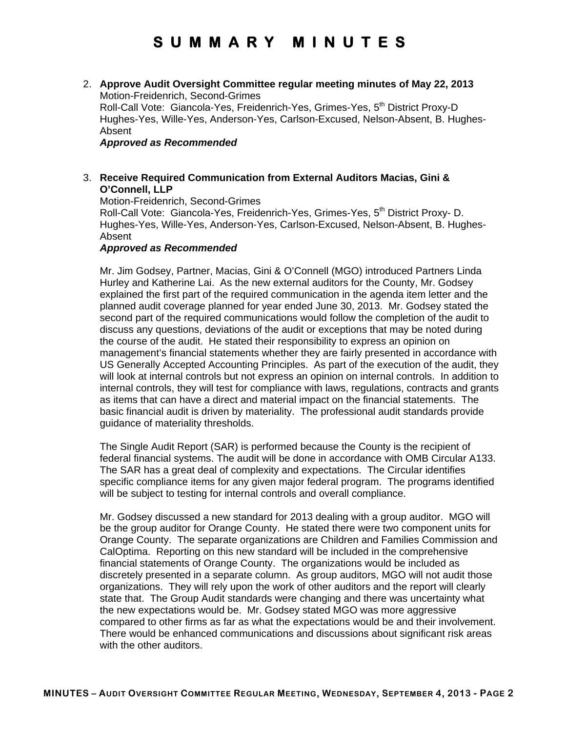# SUMMARY MINUTES

2. **Approve Audit Oversight Committee regular meeting minutes of May 22, 2013**
   Motion-Freidenrich, Second-Grimes
   Roll-Call Vote: Giancola-Yes, Freidenrich-Yes, Grimes-Yes, 5th District Proxy-D Hughes-Yes, Wille-Yes, Anderson-Yes, Carlson-Excused, Nelson-Absent, B. Hughes-Absent
   ***Approved as Recommended***

3. **Receive Required Communication from External Auditors Macias, Gini & O'Connell, LLP**
   Motion-Freidenrich, Second-Grimes
   Roll-Call Vote: Giancola-Yes, Freidenrich-Yes, Grimes-Yes, 5th District Proxy- D. Hughes-Yes, Wille-Yes, Anderson-Yes, Carlson-Excused, Nelson-Absent, B. Hughes-Absent
   ***Approved as Recommended***

   Mr. Jim Godsey, Partner, Macias, Gini & O'Connell (MGO) introduced Partners Linda Hurley and Katherine Lai. As the new external auditors for the County, Mr. Godsey explained the first part of the required communication in the agenda item letter and the planned audit coverage planned for year ended June 30, 2013. Mr. Godsey stated the second part of the required communications would follow the completion of the audit to discuss any questions, deviations of the audit or exceptions that may be noted during the course of the audit. He stated their responsibility to express an opinion on management's financial statements whether they are fairly presented in accordance with US Generally Accepted Accounting Principles. As part of the execution of the audit, they will look at internal controls but not express an opinion on internal controls. In addition to internal controls, they will test for compliance with laws, regulations, contracts and grants as items that can have a direct and material impact on the financial statements. The basic financial audit is driven by materiality. The professional audit standards provide guidance of materiality thresholds.

   The Single Audit Report (SAR) is performed because the County is the recipient of federal financial systems. The audit will be done in accordance with OMB Circular A133. The SAR has a great deal of complexity and expectations. The Circular identifies specific compliance items for any given major federal program. The programs identified will be subject to testing for internal controls and overall compliance.

   Mr. Godsey discussed a new standard for 2013 dealing with a group auditor. MGO will be the group auditor for Orange County. He stated there were two component units for Orange County. The separate organizations are Children and Families Commission and CalOptima. Reporting on this new standard will be included in the comprehensive financial statements of Orange County. The organizations would be included as discretely presented in a separate column. As group auditors, MGO will not audit those organizations. They will rely upon the work of other auditors and the report will clearly state that. The Group Audit standards were changing and there was uncertainty what the new expectations would be. Mr. Godsey stated MGO was more aggressive compared to other firms as far as what the expectations would be and their involvement. There would be enhanced communications and discussions about significant risk areas with the other auditors.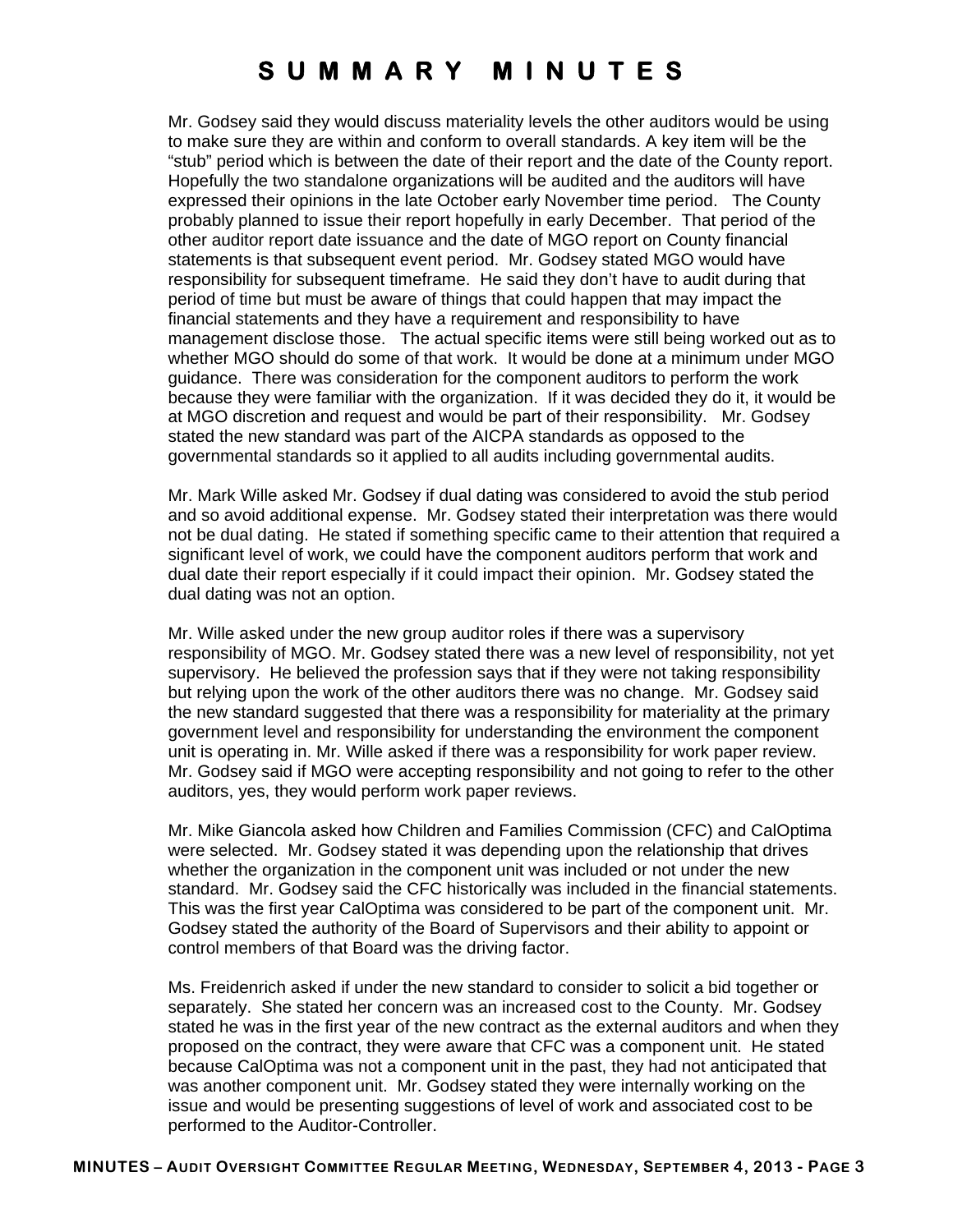Mr. Godsey said they would discuss materiality levels the other auditors would be using to make sure they are within and conform to overall standards. A key item will be the "stub" period which is between the date of their report and the date of the County report. Hopefully the two standalone organizations will be audited and the auditors will have expressed their opinions in the late October early November time period. The County probably planned to issue their report hopefully in early December. That period of the other auditor report date issuance and the date of MGO report on County financial statements is that subsequent event period. Mr. Godsey stated MGO would have responsibility for subsequent timeframe. He said they don't have to audit during that period of time but must be aware of things that could happen that may impact the financial statements and they have a requirement and responsibility to have management disclose those. The actual specific items were still being worked out as to whether MGO should do some of that work. It would be done at a minimum under MGO guidance. There was consideration for the component auditors to perform the work because they were familiar with the organization. If it was decided they do it, it would be at MGO discretion and request and would be part of their responsibility. Mr. Godsey stated the new standard was part of the AICPA standards as opposed to the governmental standards so it applied to all audits including governmental audits.

Mr. Mark Wille asked Mr. Godsey if dual dating was considered to avoid the stub period and so avoid additional expense. Mr. Godsey stated their interpretation was there would not be dual dating. He stated if something specific came to their attention that required a significant level of work, we could have the component auditors perform that work and dual date their report especially if it could impact their opinion. Mr. Godsey stated the dual dating was not an option.

Mr. Wille asked under the new group auditor roles if there was a supervisory responsibility of MGO. Mr. Godsey stated there was a new level of responsibility, not yet supervisory. He believed the profession says that if they were not taking responsibility but relying upon the work of the other auditors there was no change. Mr. Godsey said the new standard suggested that there was a responsibility for materiality at the primary government level and responsibility for understanding the environment the component unit is operating in. Mr. Wille asked if there was a responsibility for work paper review. Mr. Godsey said if MGO were accepting responsibility and not going to refer to the other auditors, yes, they would perform work paper reviews.

Mr. Mike Giancola asked how Children and Families Commission (CFC) and CalOptima were selected. Mr. Godsey stated it was depending upon the relationship that drives whether the organization in the component unit was included or not under the new standard. Mr. Godsey said the CFC historically was included in the financial statements. This was the first year CalOptima was considered to be part of the component unit. Mr. Godsey stated the authority of the Board of Supervisors and their ability to appoint or control members of that Board was the driving factor.

Ms. Freidenrich asked if under the new standard to consider to solicit a bid together or separately. She stated her concern was an increased cost to the County. Mr. Godsey stated he was in the first year of the new contract as the external auditors and when they proposed on the contract, they were aware that CFC was a component unit. He stated because CalOptima was not a component unit in the past, they had not anticipated that was another component unit. Mr. Godsey stated they were internally working on the issue and would be presenting suggestions of level of work and associated cost to be performed to the Auditor-Controller.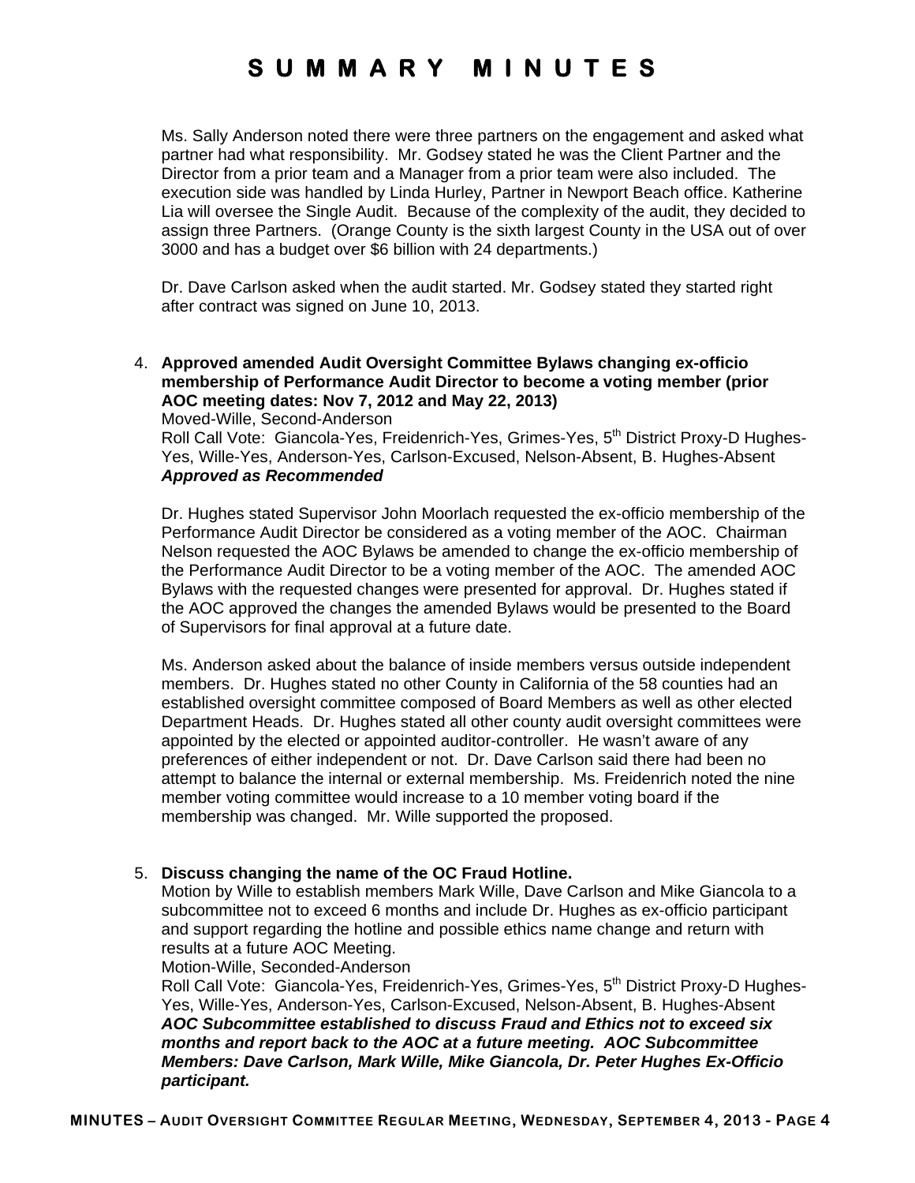Ms. Sally Anderson noted there were three partners on the engagement and asked what partner had what responsibility. Mr. Godsey stated he was the Client Partner and the Director from a prior team and a Manager from a prior team were also included. The execution side was handled by Linda Hurley, Partner in Newport Beach office. Katherine Lia will oversee the Single Audit. Because of the complexity of the audit, they decided to assign three Partners. (Orange County is the sixth largest County in the USA out of over 3000 and has a budget over $6 billion with 24 departments.)

Dr. Dave Carlson asked when the audit started. Mr. Godsey stated they started right after contract was signed on June 10, 2013.

4. **Approved amended Audit Oversight Committee Bylaws changing ex-officio membership of Performance Audit Director to become a voting member (prior AOC meeting dates: Nov 7, 2012 and May 22, 2013)**
   Moved-Wille, Second-Anderson
   Roll Call Vote: Giancola-Yes, Freidenrich-Yes, Grimes-Yes, 5th District Proxy-D Hughes-Yes, Wille-Yes, Anderson-Yes, Carlson-Excused, Nelson-Absent, B. Hughes-Absent
   ***Approved as Recommended***

   Dr. Hughes stated Supervisor John Moorlach requested the ex-officio membership of the Performance Audit Director be considered as a voting member of the AOC. Chairman Nelson requested the AOC Bylaws be amended to change the ex-officio membership of the Performance Audit Director to be a voting member of the AOC. The amended AOC Bylaws with the requested changes were presented for approval. Dr. Hughes stated if the AOC approved the changes the amended Bylaws would be presented to the Board of Supervisors for final approval at a future date.

   Ms. Anderson asked about the balance of inside members versus outside independent members. Dr. Hughes stated no other County in California of the 58 counties had an established oversight committee composed of Board Members as well as other elected Department Heads. Dr. Hughes stated all other county audit oversight committees were appointed by the elected or appointed auditor-controller. He wasn't aware of any preferences of either independent or not. Dr. Dave Carlson said there had been no attempt to balance the internal or external membership. Ms. Freidenrich noted the nine member voting committee would increase to a 10 member voting board if the membership was changed. Mr. Wille supported the proposed.

5. **Discuss changing the name of the OC Fraud Hotline.**
   Motion by Wille to establish members Mark Wille, Dave Carlson and Mike Giancola to a subcommittee not to exceed 6 months and include Dr. Hughes as ex-officio participant and support regarding the hotline and possible ethics name change and return with results at a future AOC Meeting.
   Motion-Wille, Seconded-Anderson
   Roll Call Vote: Giancola-Yes, Freidenrich-Yes, Grimes-Yes, 5th District Proxy-D Hughes-Yes, Wille-Yes, Anderson-Yes, Carlson-Excused, Nelson-Absent, B. Hughes-Absent
   ***AOC Subcommittee established to discuss Fraud and Ethics not to exceed six months and report back to the AOC at a future meeting. AOC Subcommittee Members: Dave Carlson, Mark Wille, Mike Giancola, Dr. Peter Hughes Ex-Officio participant.***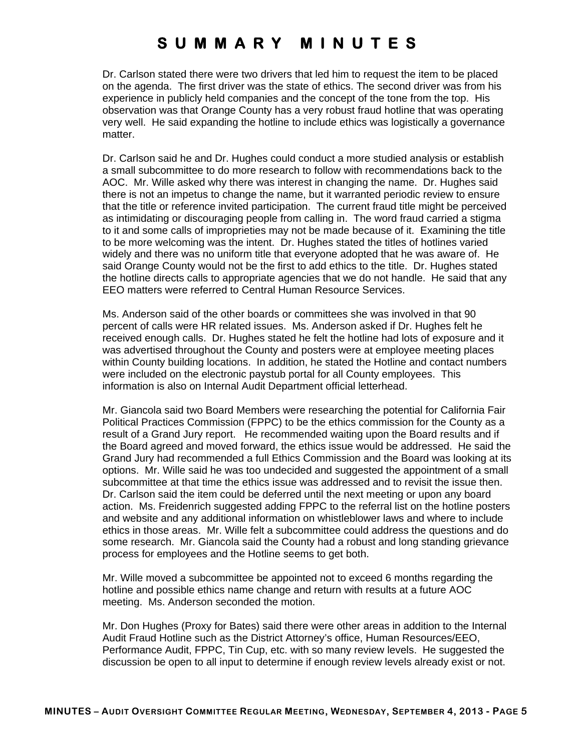Dr. Carlson stated there were two drivers that led him to request the item to be placed on the agenda. The first driver was the state of ethics. The second driver was from his experience in publicly held companies and the concept of the tone from the top. His observation was that Orange County has a very robust fraud hotline that was operating very well. He said expanding the hotline to include ethics was logistically a governance matter.

Dr. Carlson said he and Dr. Hughes could conduct a more studied analysis or establish a small subcommittee to do more research to follow with recommendations back to the AOC. Mr. Wille asked why there was interest in changing the name. Dr. Hughes said there is not an impetus to change the name, but it warranted periodic review to ensure that the title or reference invited participation. The current fraud title might be perceived as intimidating or discouraging people from calling in. The word fraud carried a stigma to it and some calls of improprieties may not be made because of it. Examining the title to be more welcoming was the intent. Dr. Hughes stated the titles of hotlines varied widely and there was no uniform title that everyone adopted that he was aware of. He said Orange County would not be the first to add ethics to the title. Dr. Hughes stated the hotline directs calls to appropriate agencies that we do not handle. He said that any EEO matters were referred to Central Human Resource Services.

Ms. Anderson said of the other boards or committees she was involved in that 90 percent of calls were HR related issues. Ms. Anderson asked if Dr. Hughes felt he received enough calls. Dr. Hughes stated he felt the hotline had lots of exposure and it was advertised throughout the County and posters were at employee meeting places within County building locations. In addition, he stated the Hotline and contact numbers were included on the electronic paystub portal for all County employees. This information is also on Internal Audit Department official letterhead.

Mr. Giancola said two Board Members were researching the potential for California Fair Political Practices Commission (FPPC) to be the ethics commission for the County as a result of a Grand Jury report. He recommended waiting upon the Board results and if the Board agreed and moved forward, the ethics issue would be addressed. He said the Grand Jury had recommended a full Ethics Commission and the Board was looking at its options. Mr. Wille said he was too undecided and suggested the appointment of a small subcommittee at that time the ethics issue was addressed and to revisit the issue then. Dr. Carlson said the item could be deferred until the next meeting or upon any board action. Ms. Freidenrich suggested adding FPPC to the referral list on the hotline posters and website and any additional information on whistleblower laws and where to include ethics in those areas. Mr. Wille felt a subcommittee could address the questions and do some research. Mr. Giancola said the County had a robust and long standing grievance process for employees and the Hotline seems to get both.

Mr. Wille moved a subcommittee be appointed not to exceed 6 months regarding the hotline and possible ethics name change and return with results at a future AOC meeting. Ms. Anderson seconded the motion.

Mr. Don Hughes (Proxy for Bates) said there were other areas in addition to the Internal Audit Fraud Hotline such as the District Attorney's office, Human Resources/EEO, Performance Audit, FPPC, Tin Cup, etc. with so many review levels. He suggested the discussion be open to all input to determine if enough review levels already exist or not.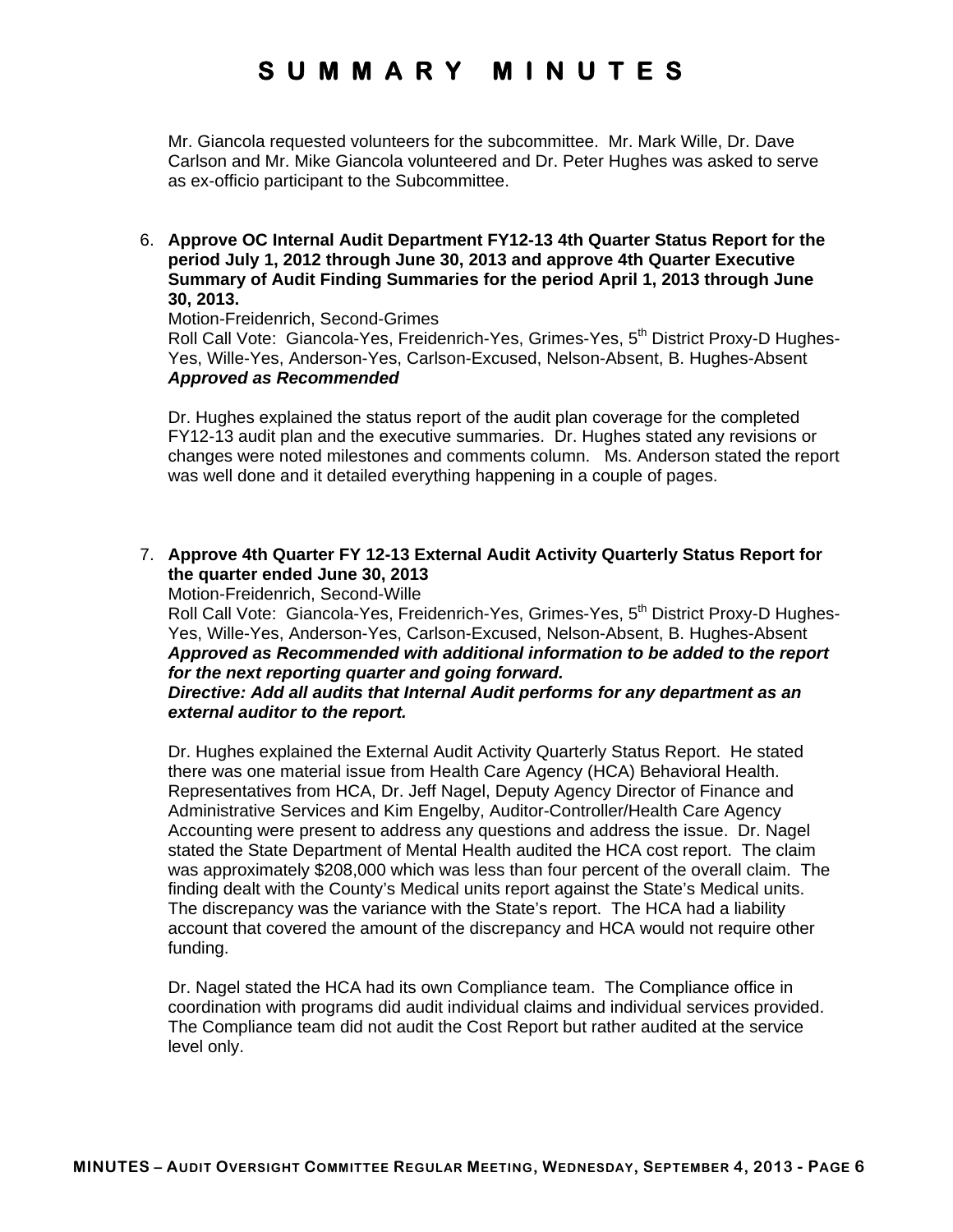Mr. Giancola requested volunteers for the subcommittee. Mr. Mark Wille, Dr. Dave Carlson and Mr. Mike Giancola volunteered and Dr. Peter Hughes was asked to serve as ex-officio participant to the Subcommittee.

6. **Approve OC Internal Audit Department FY12-13 4th Quarter Status Report for the period July 1, 2012 through June 30, 2013 and approve 4th Quarter Executive Summary of Audit Finding Summaries for the period April 1, 2013 through June 30, 2013.**
   Motion-Freidenrich, Second-Grimes
   Roll Call Vote: Giancola-Yes, Freidenrich-Yes, Grimes-Yes, 5th District Proxy-D Hughes-Yes, Wille-Yes, Anderson-Yes, Carlson-Excused, Nelson-Absent, B. Hughes-Absent
   ***Approved as Recommended***

   Dr. Hughes explained the status report of the audit plan coverage for the completed FY12-13 audit plan and the executive summaries. Dr. Hughes stated any revisions or changes were noted milestones and comments column. Ms. Anderson stated the report was well done and it detailed everything happening in a couple of pages.

7. **Approve 4th Quarter FY 12-13 External Audit Activity Quarterly Status Report for the quarter ended June 30, 2013**
   Motion-Freidenrich, Second-Wille
   Roll Call Vote: Giancola-Yes, Freidenrich-Yes, Grimes-Yes, 5th District Proxy-D Hughes-Yes, Wille-Yes, Anderson-Yes, Carlson-Excused, Nelson-Absent, B. Hughes-Absent
   ***Approved as Recommended with additional information to be added to the report for the next reporting quarter and going forward.***
   ***Directive: Add all audits that Internal Audit performs for any department as an external auditor to the report.***

   Dr. Hughes explained the External Audit Activity Quarterly Status Report. He stated there was one material issue from Health Care Agency (HCA) Behavioral Health. Representatives from HCA, Dr. Jeff Nagel, Deputy Agency Director of Finance and Administrative Services and Kim Engelby, Auditor-Controller/Health Care Agency Accounting were present to address any questions and address the issue. Dr. Nagel stated the State Department of Mental Health audited the HCA cost report. The claim was approximately $208,000 which was less than four percent of the overall claim. The finding dealt with the County's Medical units report against the State's Medical units. The discrepancy was the variance with the State's report. The HCA had a liability account that covered the amount of the discrepancy and HCA would not require other funding.

   Dr. Nagel stated the HCA had its own Compliance team. The Compliance office in coordination with programs did audit individual claims and individual services provided. The Compliance team did not audit the Cost Report but rather audited at the service level only.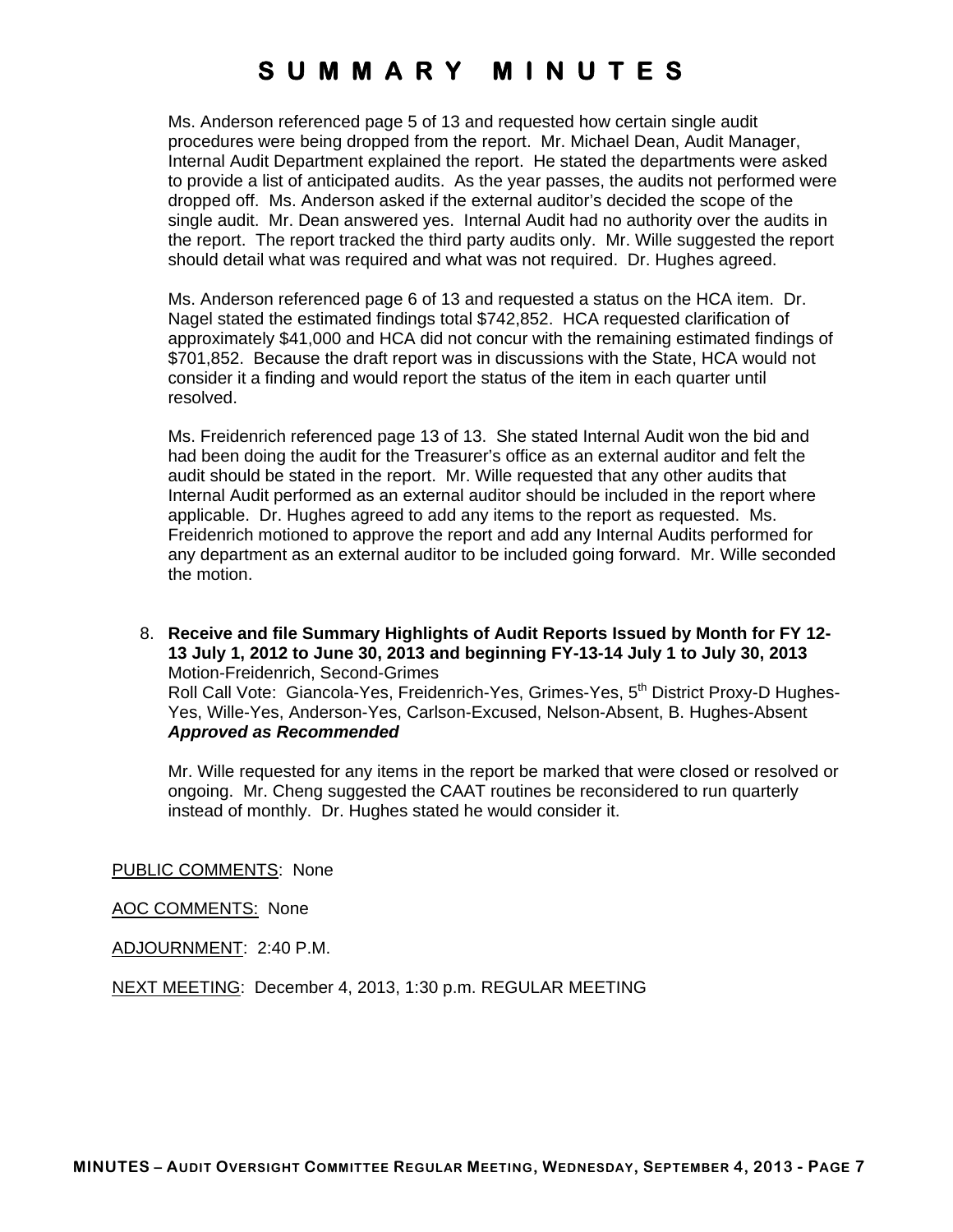Ms. Anderson referenced page 5 of 13 and requested how certain single audit procedures were being dropped from the report. Mr. Michael Dean, Audit Manager, Internal Audit Department explained the report. He stated the departments were asked to provide a list of anticipated audits. As the year passes, the audits not performed were dropped off. Ms. Anderson asked if the external auditor's decided the scope of the single audit. Mr. Dean answered yes. Internal Audit had no authority over the audits in the report. The report tracked the third party audits only. Mr. Wille suggested the report should detail what was required and what was not required. Dr. Hughes agreed.

Ms. Anderson referenced page 6 of 13 and requested a status on the HCA item. Dr. Nagel stated the estimated findings total $742,852. HCA requested clarification of approximately $41,000 and HCA did not concur with the remaining estimated findings of $701,852. Because the draft report was in discussions with the State, HCA would not consider it a finding and would report the status of the item in each quarter until resolved.

Ms. Freidenrich referenced page 13 of 13. She stated Internal Audit won the bid and had been doing the audit for the Treasurer's office as an external auditor and felt the audit should be stated in the report. Mr. Wille requested that any other audits that Internal Audit performed as an external auditor should be included in the report where applicable. Dr. Hughes agreed to add any items to the report as requested. Ms. Freidenrich motioned to approve the report and add any Internal Audits performed for any department as an external auditor to be included going forward. Mr. Wille seconded the motion.

8. **Receive and file Summary Highlights of Audit Reports Issued by Month for FY 12-13 July 1, 2012 to June 30, 2013 and beginning FY-13-14 July 1 to July 30, 2013**
   Motion-Freidenrich, Second-Grimes
   Roll Call Vote: Giancola-Yes, Freidenrich-Yes, Grimes-Yes, 5th District Proxy-D Hughes-Yes, Wille-Yes, Anderson-Yes, Carlson-Excused, Nelson-Absent, B. Hughes-Absent
   ***Approved as Recommended***

   Mr. Wille requested for any items in the report be marked that were closed or resolved or ongoing. Mr. Cheng suggested the CAAT routines be reconsidered to run quarterly instead of monthly. Dr. Hughes stated he would consider it.

PUBLIC COMMENTS: None

AOC COMMENTS: None

ADJOURNMENT: 2:40 P.M.

NEXT MEETING: December 4, 2013, 1:30 p.m. REGULAR MEETING